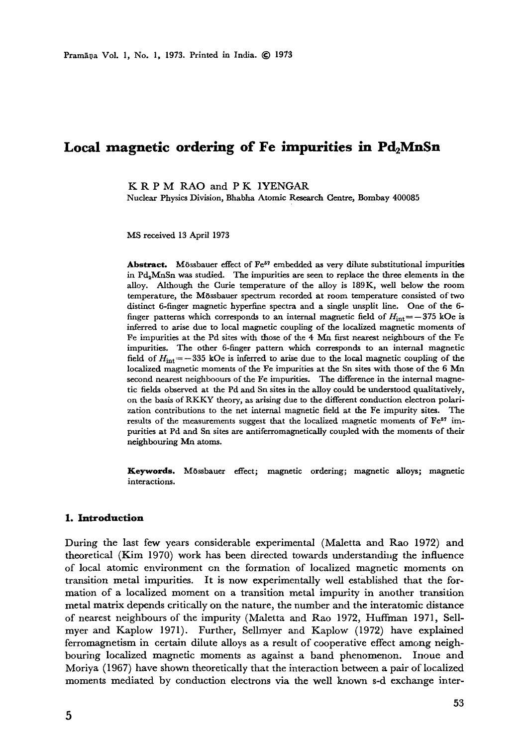# Local magnetic ordering of Fe impurities in $Pd_2MnSn$

K R P M RAO and P K IYENGAR

Nuclear Physics Division, Bhabha Atomic Research Centre, Bombay 400085

MS received 13 April 1973

**Abstract.** Mössbauer effect of $Fe^{57}$ embedded as very dilute substitutional impurities in $Pd_2MnSn$ was studied. The impurities are seen to replace the three elements in the alloy. Although the Curie temperature of the alloy is 189 K, well below the room temperature, the Mössbauer spectrum recorded at room temperature consisted of two distinct 6-finger magnetic hyperfine spectra and a single unsplit line. One of the 6-finger patterns which corresponds to an internal magnetic field of $H_{int} = -375$ kOe is inferred to arise due to local magnetic coupling of the localized magnetic moments of Fe impurities at the Pd sites with those of the 4 Mn first nearest neighbours of the Fe impurities. The other 6-finger pattern which corresponds to an internal magnetic field of $H_{int} = -335$ kOe is inferred to arise due to the local magnetic coupling of the localized magnetic moments of the Fe impurities at the Sn sites with those of the 6 Mn second nearest neighboours of the Fe impurities. The difference in the internal magnetic fields observed at the Pd and Sn sites in the alloy could be understood qualitatively, on the basis of RKKY theory, as arising due to the different conduction electron polarization contributions to the net internal magnetic field at the Fe impurity sites. The results of the measurements suggest that the localized magnetic moments of $Fe^{57}$ impurities at Pd and Sn sites are antiferromagnetically coupled with the moments of their neighbouring Mn atoms.

**Keywords.** Mössbauer effect; magnetic ordering; magnetic alloys; magnetic interactions.

## 1. Introduction

During the last few years considerable experimental (Maletta and Rao 1972) and theoretical (Kim 1970) work has been directed towards understanding the influence of local atomic environment on the formation of localized magnetic moments on transition metal impurities. It is now experimentally well established that the formation of a localized moment on a transition metal impurity in another transition metal matrix depends critically on the nature, the number and the interatomic distance of nearest neighbours of the impurity (Maletta and Rao 1972, Huffman 1971, Sellmyer and Kaplow 1971). Further, Sellmyer and Kaplow (1972) have explained ferromagnetism in certain dilute alloys as a result of cooperative effect among neighbouring localized magnetic moments as against a band phenomenon. Inoue and Moriya (1967) have shown theoretically that the interaction between a pair of localized moments mediated by conduction electrons via the well known s-d exchange inter-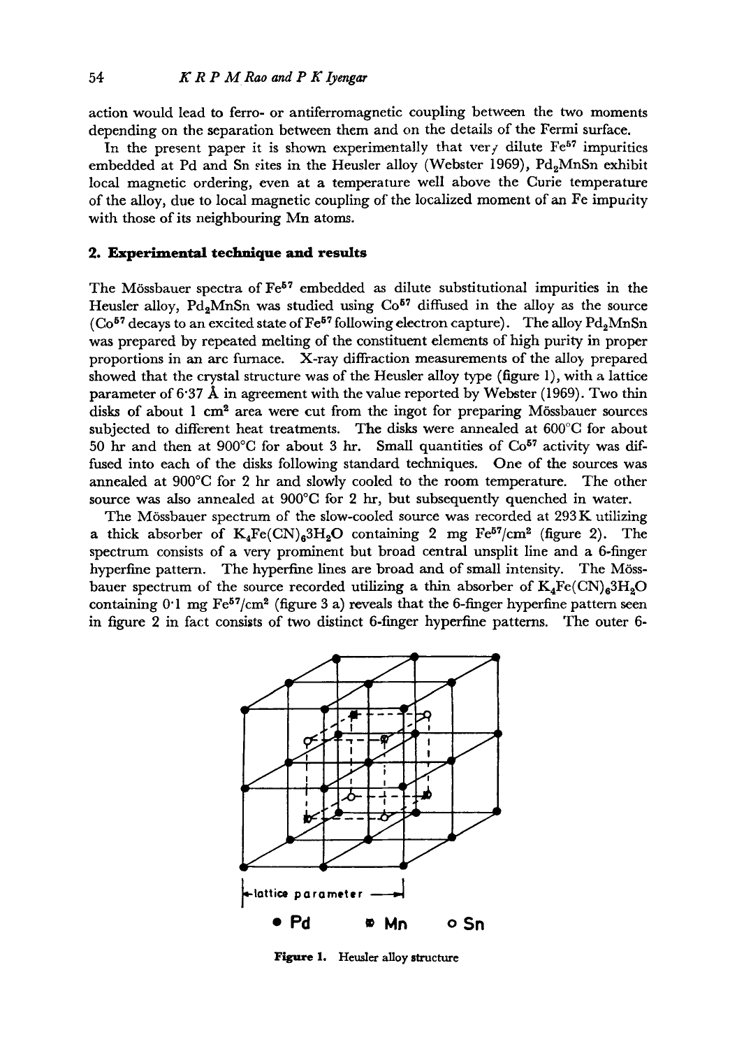action would lead to ferro- or antiferromagnetic coupling between the two moments depending on the separation between them and on the details of the Fermi surface.

In the present paper it is shown experimentally that very dilute $Fe^{57}$ impurities embedded at Pd and Sn sites in the Heusler alloy (Webster 1969), $Pd_2MnSn$ exhibit local magnetic ordering, even at a temperature well above the Curie temperature of the alloy, due to local magnetic coupling of the localized moment of an Fe impurity with those of its neighbouring Mn atoms.

## 2. Experimental technique and results

The Mössbauer spectra of $Fe^{57}$ embedded as dilute substitutional impurities in the Heusler alloy, $Pd_2MnSn$ was studied using $Co^{57}$ diffused in the alloy as the source ($Co^{57}$ decays to an excited state of $Fe^{57}$ following electron capture). The alloy $Pd_2MnSn$ was prepared by repeated melting of the constituent elements of high purity in proper proportions in an arc furnace. X-ray diffraction measurements of the alloy prepared showed that the crystal structure was of the Heusler alloy type (figure 1), with a lattice parameter of 6·37 Å in agreement with the value reported by Webster (1969). Two thin disks of about 1 cm² area were cut from the ingot for preparing Mössbauer sources subjected to different heat treatments. The disks were annealed at 600°C for about 50 hr and then at 900°C for about 3 hr. Small quantities of $Co^{57}$ activity was diffused into each of the disks following standard techniques. One of the sources was annealed at 900°C for 2 hr and slowly cooled to the room temperature. The other source was also annealed at 900°C for 2 hr, but subsequently quenched in water.

The Mössbauer spectrum of the slow-cooled source was recorded at 293 K utilizing a thick absorber of $K_4Fe(CN)_6 3H_2O$ containing 2 mg $Fe^{57}/cm^2$ (figure 2). The spectrum consists of a very prominent but broad central unsplit line and a 6-finger hyperfine pattern. The hyperfine lines are broad and of small intensity. The Mössbauer spectrum of the source recorded utilizing a thin absorber of $K_4Fe(CN)_6 3H_2O$ containing 0·1 mg $Fe^{57}/cm^2$ (figure 3 a) reveals that the 6-finger hyperfine pattern seen in figure 2 in fact consists of two distinct 6-finger hyperfine patterns. The outer 6-

**Figure 1.** Heusler alloy structure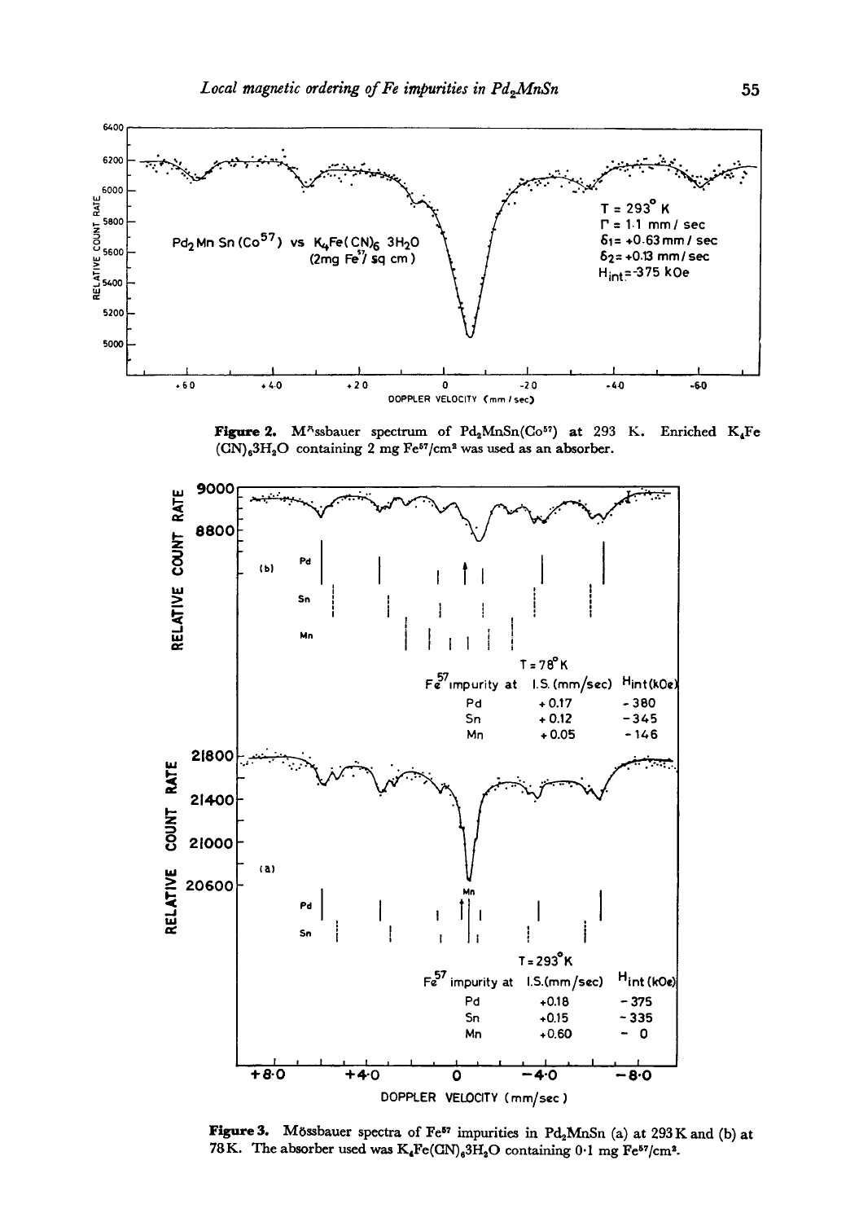**Figure 2.** Mössbauer spectrum of $Pd_2MnSn(Co^{57})$ at 293 K. Enriched $K_4Fe(CN)_6 3H_2O$ containing 2 mg $Fe^{57}/cm^2$ was used as an absorber.

**Figure 3.** Mössbauer spectra of $Fe^{57}$ impurities in $Pd_2MnSn$ (a) at 293 K and (b) at 78 K. The absorber used was $K_4Fe(CN)_6 3H_2O$ containing 0·1 mg $Fe^{57}/cm^2$.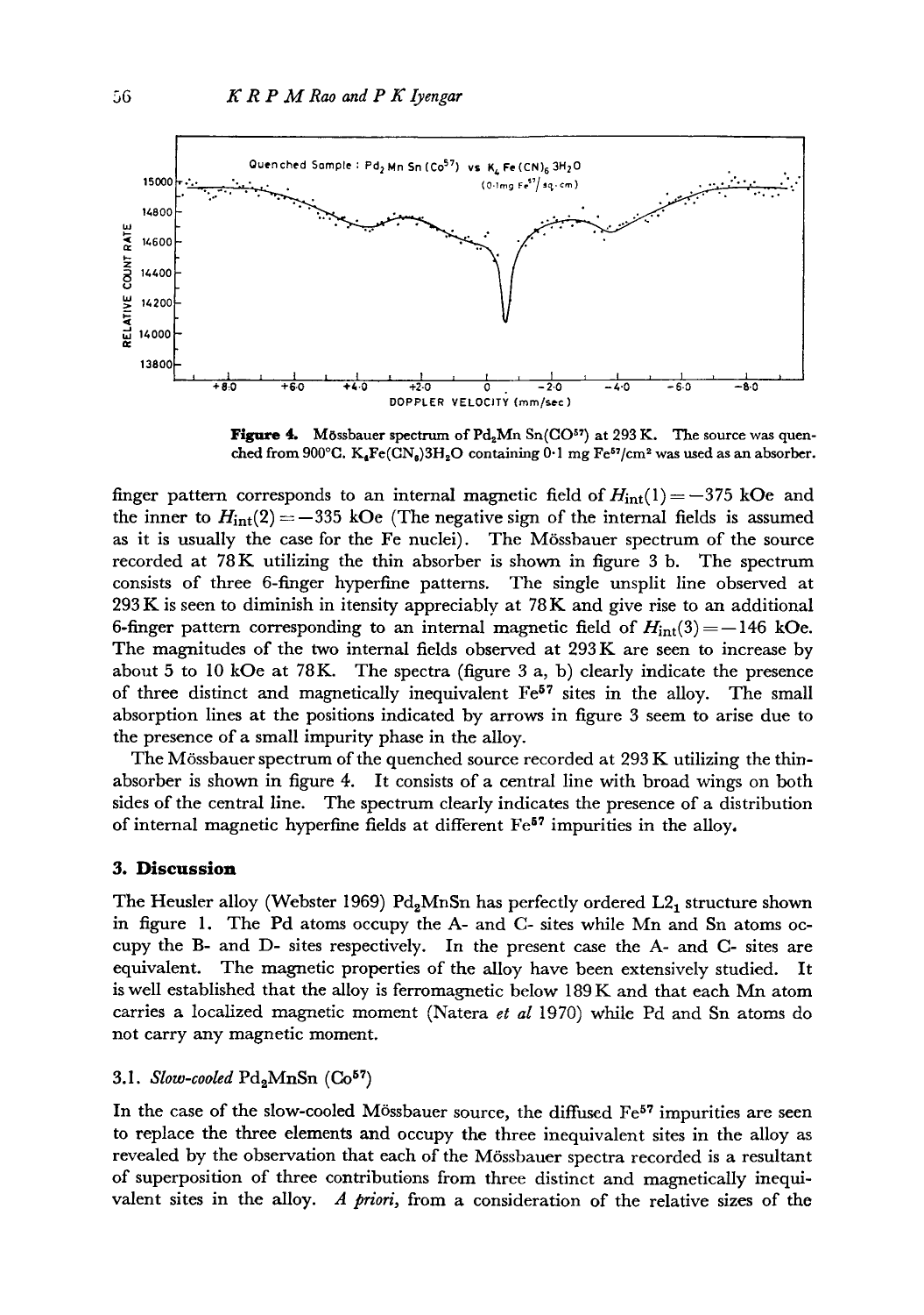**Figure 4.** Mössbauer spectrum of $Pd_2Mn\,Sn(CO^{57})$ at 293 K. The source was quenched from 900°C. $K_4Fe(CN_6)3H_2O$ containing 0·1 mg $Fe^{57}/cm^2$ was used as an absorber.

finger pattern corresponds to an internal magnetic field of $H_{int}(1) = -375$ kOe and the inner to $H_{int}(2) = -335$ kOe (The negative sign of the internal fields is assumed as it is usually the case for the Fe nuclei). The Mössbauer spectrum of the source recorded at 78 K utilizing the thin absorber is shown in figure 3 b. The spectrum consists of three 6-finger hyperfine patterns. The single unsplit line observed at 293 K is seen to diminish in itensity appreciably at 78 K and give rise to an additional 6-finger pattern corresponding to an internal magnetic field of $H_{int}(3) = -146$ kOe. The magnitudes of the two internal fields observed at 293 K are seen to increase by about 5 to 10 kOe at 78 K. The spectra (figure 3 a, b) clearly indicate the presence of three distinct and magnetically inequivalent $Fe^{57}$ sites in the alloy. The small absorption lines at the positions indicated by arrows in figure 3 seem to arise due to the presence of a small impurity phase in the alloy.

The Mössbauer spectrum of the quenched source recorded at 293 K utilizing the thin-absorber is shown in figure 4. It consists of a central line with broad wings on both sides of the central line. The spectrum clearly indicates the presence of a distribution of internal magnetic hyperfine fields at different $Fe^{57}$ impurities in the alloy.

## 3. Discussion

The Heusler alloy (Webster 1969) $Pd_2MnSn$ has perfectly ordered $L2_1$ structure shown in figure 1. The Pd atoms occupy the A- and C- sites while Mn and Sn atoms occupy the B- and D- sites respectively. In the present case the A- and C- sites are equivalent. The magnetic properties of the alloy have been extensively studied. It is well established that the alloy is ferromagnetic below 189 K and that each Mn atom carries a localized magnetic moment (Natera *et al* 1970) while Pd and Sn atoms do not carry any magnetic moment.

### 3.1. *Slow-cooled* $Pd_2MnSn$ ($Co^{57}$)

In the case of the slow-cooled Mössbauer source, the diffused $Fe^{57}$ impurities are seen to replace the three elements and occupy the three inequivalent sites in the alloy as revealed by the observation that each of the Mössbauer spectra recorded is a resultant of superposition of three contributions from three distinct and magnetically inequivalent sites in the alloy. *A priori*, from a consideration of the relative sizes of the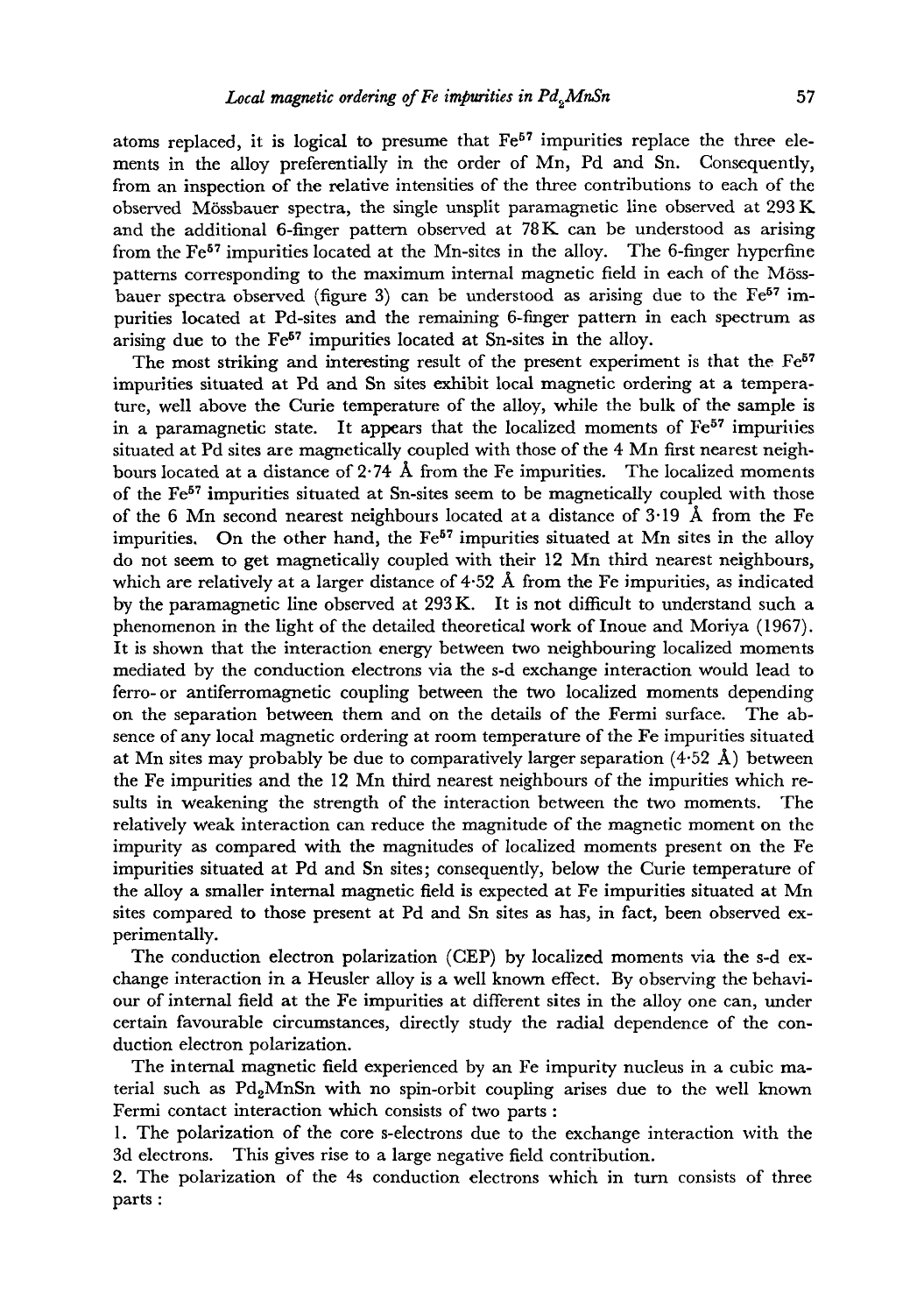atoms replaced, it is logical to presume that $Fe^{57}$ impurities replace the three elements in the alloy preferentially in the order of Mn, Pd and Sn. Consequently, from an inspection of the relative intensities of the three contributions to each of the observed Mössbauer spectra, the single unsplit paramagnetic line observed at 293 K and the additional 6-finger pattern observed at 78 K can be understood as arising from the $Fe^{57}$ impurities located at the Mn-sites in the alloy. The 6-finger hyperfine patterns corresponding to the maximum internal magnetic field in each of the Mössbauer spectra observed (figure 3) can be understood as arising due to the $Fe^{57}$ impurities located at Pd-sites and the remaining 6-finger pattern in each spectrum as arising due to the $Fe^{57}$ impurities located at Sn-sites in the alloy.

The most striking and interesting result of the present experiment is that the $Fe^{57}$ impurities situated at Pd and Sn sites exhibit local magnetic ordering at a temperature, well above the Curie temperature of the alloy, while the bulk of the sample is in a paramagnetic state. It appears that the localized moments of $Fe^{57}$ impurities situated at Pd sites are magnetically coupled with those of the 4 Mn first nearest neighbours located at a distance of 2·74 Å from the Fe impurities. The localized moments of the $Fe^{57}$ impurities situated at Sn-sites seem to be magnetically coupled with those of the 6 Mn second nearest neighbours located at a distance of 3·19 Å from the Fe impurities. On the other hand, the $Fe^{57}$ impurities situated at Mn sites in the alloy do not seem to get magnetically coupled with their 12 Mn third nearest neighbours, which are relatively at a larger distance of 4·52 Å from the Fe impurities, as indicated by the paramagnetic line observed at 293 K. It is not difficult to understand such a phenomenon in the light of the detailed theoretical work of Inoue and Moriya (1967). It is shown that the interaction energy between two neighbouring localized moments mediated by the conduction electrons via the s-d exchange interaction would lead to ferro- or antiferromagnetic coupling between the two localized moments depending on the separation between them and on the details of the Fermi surface. The absence of any local magnetic ordering at room temperature of the Fe impurities situated at Mn sites may probably be due to comparatively larger separation (4·52 Å) between the Fe impurities and the 12 Mn third nearest neighbours of the impurities which results in weakening the strength of the interaction between the two moments. The relatively weak interaction can reduce the magnitude of the magnetic moment on the impurity as compared with the magnitudes of localized moments present on the Fe impurities situated at Pd and Sn sites; consequently, below the Curie temperature of the alloy a smaller internal magnetic field is expected at Fe impurities situated at Mn sites compared to those present at Pd and Sn sites as has, in fact, been observed experimentally.

The conduction electron polarization (CEP) by localized moments via the s-d exchange interaction in a Heusler alloy is a well known effect. By observing the behaviour of internal field at the Fe impurities at different sites in the alloy one can, under certain favourable circumstances, directly study the radial dependence of the conduction electron polarization.

The internal magnetic field experienced by an Fe impurity nucleus in a cubic material such as $Pd_2MnSn$ with no spin-orbit coupling arises due to the well known Fermi contact interaction which consists of two parts :

1. The polarization of the core s-electrons due to the exchange interaction with the 3d electrons. This gives rise to a large negative field contribution.
2. The polarization of the 4s conduction electrons which in turn consists of three parts :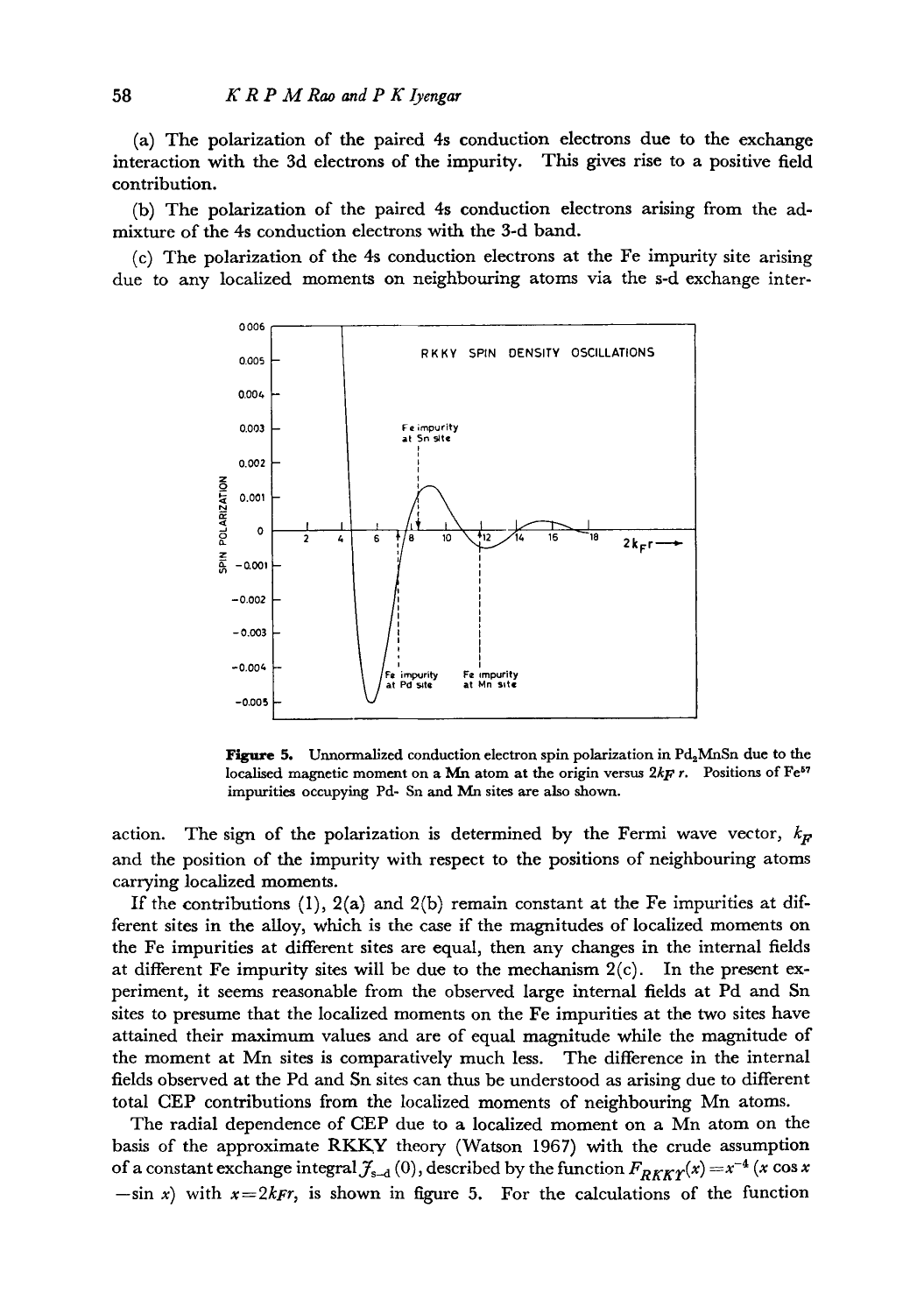(a) The polarization of the paired 4s conduction electrons due to the exchange interaction with the 3d electrons of the impurity. This gives rise to a positive field contribution.

(b) The polarization of the paired 4s conduction electrons arising from the admixture of the 4s conduction electrons with the 3-d band.

(c) The polarization of the 4s conduction electrons at the Fe impurity site arising due to any localized moments on neighbouring atoms via the s-d exchange interaction. The sign of the polarization is determined by the Fermi wave vector, $k_F$ and the position of the impurity with respect to the positions of neighbouring atoms carrying localized moments.

**Figure 5.** Unnormalized conduction electron spin polarization in $Pd_2MnSn$ due to the localised magnetic moment on a Mn atom at the origin versus $2k_F r$. Positions of $Fe^{57}$ impurities occupying Pd- Sn and Mn sites are also shown.

If the contributions (1), 2(a) and 2(b) remain constant at the Fe impurities at different sites in the alloy, which is the case if the magnitudes of localized moments on the Fe impurities at different sites are equal, then any changes in the internal fields at different Fe impurity sites will be due to the mechanism 2(c). In the present experiment, it seems reasonable from the observed large internal fields at Pd and Sn sites to presume that the localized moments on the Fe impurities at the two sites have attained their maximum values and are of equal magnitude while the magnitude of the moment at Mn sites is comparatively much less. The difference in the internal fields observed at the Pd and Sn sites can thus be understood as arising due to different total CEP contributions from the localized moments of neighbouring Mn atoms.

The radial dependence of CEP due to a localized moment on a Mn atom on the basis of the approximate RKKY theory (Watson 1967) with the crude assumption of a constant exchange integral $\mathcal{J}_{s-d}(0)$, described by the function $F_{RKKY}(x) = x^{-4}(x \cos x - \sin x)$ with $x = 2k_F r$, is shown in figure 5. For the calculations of the function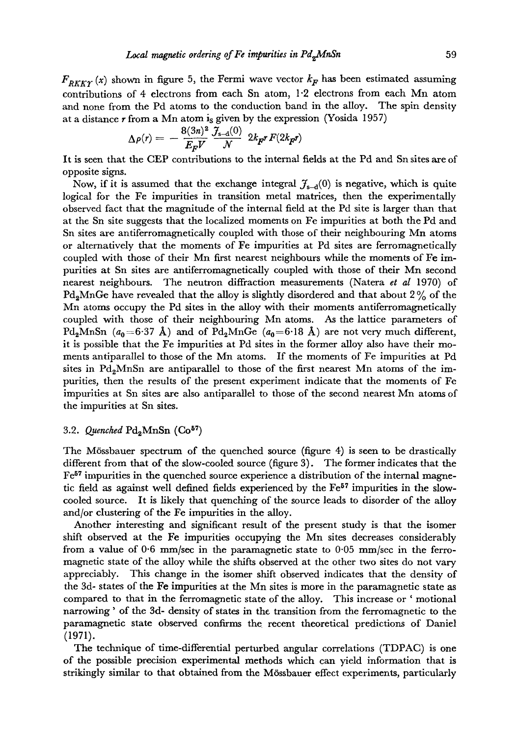$F_{RKKY}(x)$ shown in figure 5, the Fermi wave vector $k_F$ has been estimated assuming contributions of 4 electrons from each Sn atom, 1·2 electrons from each Mn atom and none from the Pd atoms to the conduction band in the alloy. The spin density at a distance $r$ from a Mn atom is given by the expression (Yosida 1957)

$$\Delta\rho(r) = -\frac{8(3n)^2}{E_F V}\frac{\mathcal{J}_{s\text{-}d}(0)}{\mathcal{N}}\, 2k_F r\, F(2k_F r)$$

It is seen that the CEP contributions to the internal fields at the Pd and Sn sites are of opposite signs.

Now, if it is assumed that the exchange integral $\mathcal{J}_{s\text{-}d}(0)$ is negative, which is quite logical for the Fe impurities in transition metal matrices, then the experimentally observed fact that the magnitude of the internal field at the Pd site is larger than that at the Sn site suggests that the localized moments on Fe impurities at both the Pd and Sn sites are antiferromagnetically coupled with those of their neighbouring Mn atoms or alternatively that the moments of Fe impurities at Pd sites are ferromagnetically coupled with those of their Mn first nearest neighbours while the moments of Fe impurities at Sn sites are antiferromagnetically coupled with those of their Mn second nearest neighbours. The neutron diffraction measurements (Natera *et al* 1970) of $Pd_2MnGe$ have revealed that the alloy is slightly disordered and that about 2% of the Mn atoms occupy the Pd sites in the alloy with their moments antiferromagnetically coupled with those of their neighbouring Mn atoms. As the lattice parameters of $Pd_2MnSn$ ($a_0=6\cdot37$ Å) and of $Pd_2MnGe$ ($a_0=6\cdot18$ Å) are not very much different, it is possible that the Fe impurities at Pd sites in the former alloy also have their moments antiparallel to those of the Mn atoms. If the moments of Fe impurities at Pd sites in $Pd_2MnSn$ are antiparallel to those of the first nearest Mn atoms of the impurities, then the results of the present experiment indicate that the moments of Fe impurities at Sn sites are also antiparallel to those of the second nearest Mn atoms of the impurities at Sn sites.

### 3.2. *Quenched* $Pd_2MnSn$ ($Co^{57}$)

The Mössbauer spectrum of the quenched source (figure 4) is seen to be drastically different from that of the slow-cooled source (figure 3). The former indicates that the $Fe^{57}$ impurities in the quenched source experience a distribution of the internal magnetic field as against well defined fields experienced by the $Fe^{57}$ impurities in the slow-cooled source. It is likely that quenching of the source leads to disorder of the alloy and/or clustering of the Fe impurities in the alloy.

Another interesting and significant result of the present study is that the isomer shift observed at the Fe impurities occupying the Mn sites decreases considerably from a value of 0·6 mm/sec in the paramagnetic state to 0·05 mm/sec in the ferromagnetic state of the alloy while the shifts observed at the other two sites do not vary appreciably. This change in the isomer shift observed indicates that the density of the 3d- states of the Fe impurities at the Mn sites is more in the paramagnetic state as compared to that in the ferromagnetic state of the alloy. This increase or ' motional narrowing ' of the 3d- density of states in the transition from the ferromagnetic to the paramagnetic state observed confirms the recent theoretical predictions of Daniel (1971).

The technique of time-differential perturbed angular correlations (TDPAC) is one of the possible precision experimental methods which can yield information that is strikingly similar to that obtained from the Mössbauer effect experiments, particularly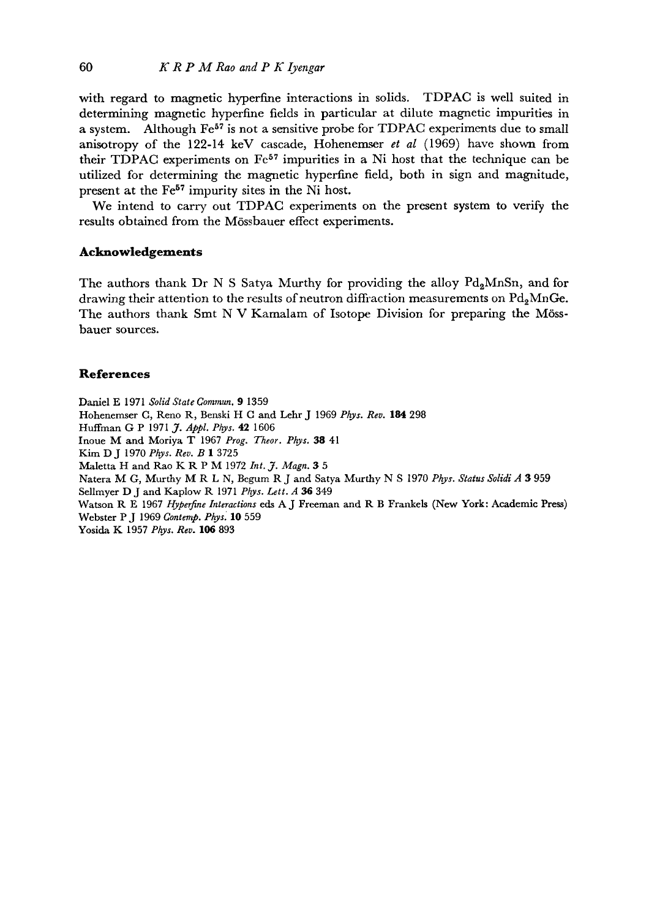with regard to magnetic hyperfine interactions in solids. TDPAC is well suited in determining magnetic hyperfine fields in particular at dilute magnetic impurities in a system. Although $Fe^{57}$ is not a sensitive probe for TDPAC experiments due to small anisotropy of the 122-14 keV cascade, Hohenemser *et al* (1969) have shown from their TDPAC experiments on $Fe^{57}$ impurities in a Ni host that the technique can be utilized for determining the magnetic hyperfine field, both in sign and magnitude, present at the $Fe^{57}$ impurity sites in the Ni host.

We intend to carry out TDPAC experiments on the present system to verify the results obtained from the Mössbauer effect experiments.

## Acknowledgements

The authors thank Dr N S Satya Murthy for providing the alloy $Pd_2MnSn$, and for drawing their attention to the results of neutron diffraction measurements on $Pd_2MnGe$. The authors thank Smt N V Kamalam of Isotope Division for preparing the Mössbauer sources.

## References

Daniel E 1971 *Solid State Commun.* **9** 1359

Hohenemser C, Reno R, Benski H C and Lehr J 1969 *Phys. Rev.* **184** 298

Huffman G P 1971 *J. Appl. Phys.* **42** 1606

Inoue M and Moriya T 1967 *Prog. Theor. Phys.* **38** 41

Kim D J 1970 *Phys. Rev. B* **1** 3725

Maletta H and Rao K R P M 1972 *Int. J. Magn.* **3** 5

Natera M G, Murthy M R L N, Begum R J and Satya Murthy N S 1970 *Phys. Status Solidi A* **3** 959

Sellmyer D J and Kaplow R 1971 *Phys. Lett. A* **36** 349

Watson R E 1967 *Hyperfine Interactions* eds A J Freeman and R B Frankels (New York: Academic Press)

Webster P J 1969 *Contemp. Phys.* **10** 559

Yosida K 1957 *Phys. Rev.* **106** 893